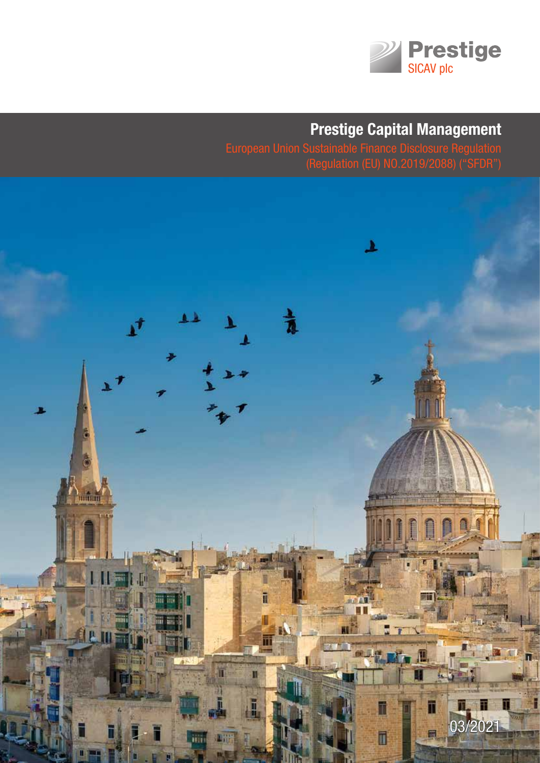Prestige
SICAV plc

# Prestige Capital Management

European Union Sustainable Finance Disclosure Regulation
(Regulation (EU) NO.2019/2088) ("SFDR")

03/2021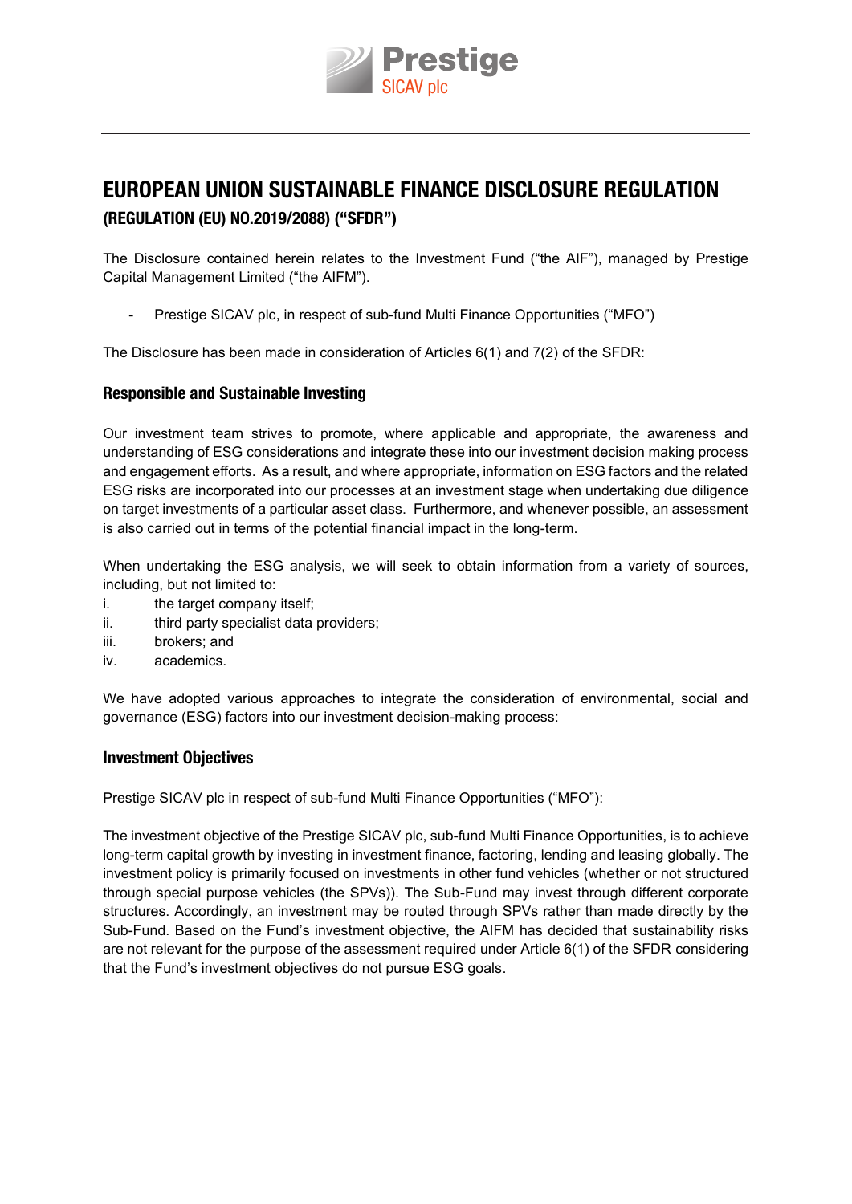# EUROPEAN UNION SUSTAINABLE FINANCE DISCLOSURE REGULATION

**(REGULATION (EU) NO.2019/2088) ("SFDR")**

The Disclosure contained herein relates to the Investment Fund ("the AIF"), managed by Prestige Capital Management Limited ("the AIFM").

- Prestige SICAV plc, in respect of sub-fund Multi Finance Opportunities ("MFO")

The Disclosure has been made in consideration of Articles 6(1) and 7(2) of the SFDR:

## Responsible and Sustainable Investing

Our investment team strives to promote, where applicable and appropriate, the awareness and understanding of ESG considerations and integrate these into our investment decision making process and engagement efforts. As a result, and where appropriate, information on ESG factors and the related ESG risks are incorporated into our processes at an investment stage when undertaking due diligence on target investments of a particular asset class. Furthermore, and whenever possible, an assessment is also carried out in terms of the potential financial impact in the long-term.

When undertaking the ESG analysis, we will seek to obtain information from a variety of sources, including, but not limited to:

i. the target company itself;
ii. third party specialist data providers;
iii. brokers; and
iv. academics.

We have adopted various approaches to integrate the consideration of environmental, social and governance (ESG) factors into our investment decision-making process:

## Investment Objectives

Prestige SICAV plc in respect of sub-fund Multi Finance Opportunities ("MFO"):

The investment objective of the Prestige SICAV plc, sub-fund Multi Finance Opportunities, is to achieve long-term capital growth by investing in investment finance, factoring, lending and leasing globally. The investment policy is primarily focused on investments in other fund vehicles (whether or not structured through special purpose vehicles (the SPVs)). The Sub-Fund may invest through different corporate structures. Accordingly, an investment may be routed through SPVs rather than made directly by the Sub-Fund. Based on the Fund's investment objective, the AIFM has decided that sustainability risks are not relevant for the purpose of the assessment required under Article 6(1) of the SFDR considering that the Fund's investment objectives do not pursue ESG goals.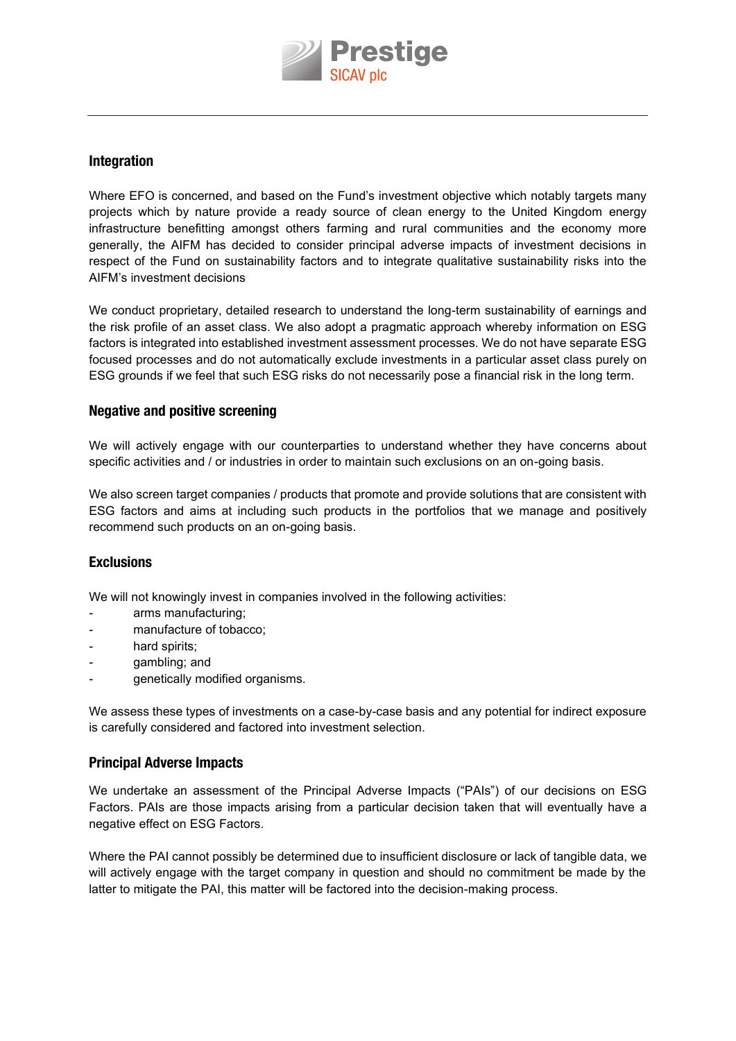## Integration

Where EFO is concerned, and based on the Fund's investment objective which notably targets many projects which by nature provide a ready source of clean energy to the United Kingdom energy infrastructure benefitting amongst others farming and rural communities and the economy more generally, the AIFM has decided to consider principal adverse impacts of investment decisions in respect of the Fund on sustainability factors and to integrate qualitative sustainability risks into the AIFM's investment decisions

We conduct proprietary, detailed research to understand the long-term sustainability of earnings and the risk profile of an asset class. We also adopt a pragmatic approach whereby information on ESG factors is integrated into established investment assessment processes. We do not have separate ESG focused processes and do not automatically exclude investments in a particular asset class purely on ESG grounds if we feel that such ESG risks do not necessarily pose a financial risk in the long term.

## Negative and positive screening

We will actively engage with our counterparties to understand whether they have concerns about specific activities and / or industries in order to maintain such exclusions on an on-going basis.

We also screen target companies / products that promote and provide solutions that are consistent with ESG factors and aims at including such products in the portfolios that we manage and positively recommend such products on an on-going basis.

## Exclusions

We will not knowingly invest in companies involved in the following activities:

- arms manufacturing;
- manufacture of tobacco;
- hard spirits;
- gambling; and
- genetically modified organisms.

We assess these types of investments on a case-by-case basis and any potential for indirect exposure is carefully considered and factored into investment selection.

## Principal Adverse Impacts

We undertake an assessment of the Principal Adverse Impacts ("PAIs") of our decisions on ESG Factors. PAIs are those impacts arising from a particular decision taken that will eventually have a negative effect on ESG Factors.

Where the PAI cannot possibly be determined due to insufficient disclosure or lack of tangible data, we will actively engage with the target company in question and should no commitment be made by the latter to mitigate the PAI, this matter will be factored into the decision-making process.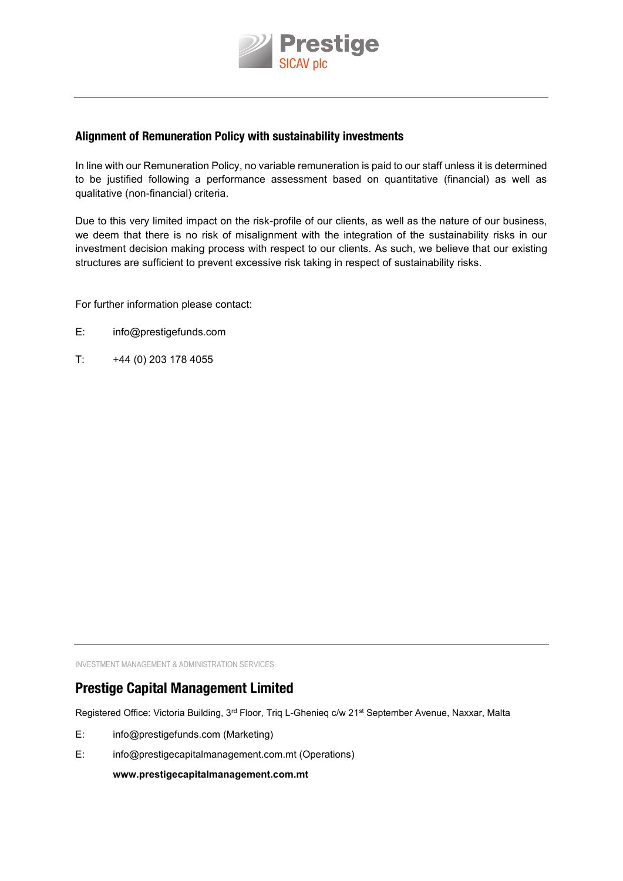## Alignment of Remuneration Policy with sustainability investments

In line with our Remuneration Policy, no variable remuneration is paid to our staff unless it is determined to be justified following a performance assessment based on quantitative (financial) as well as qualitative (non-financial) criteria.

Due to this very limited impact on the risk-profile of our clients, as well as the nature of our business, we deem that there is no risk of misalignment with the integration of the sustainability risks in our investment decision making process with respect to our clients. As such, we believe that our existing structures are sufficient to prevent excessive risk taking in respect of sustainability risks.

For further information please contact:

E: info@prestigefunds.com

T: +44 (0) 203 178 4055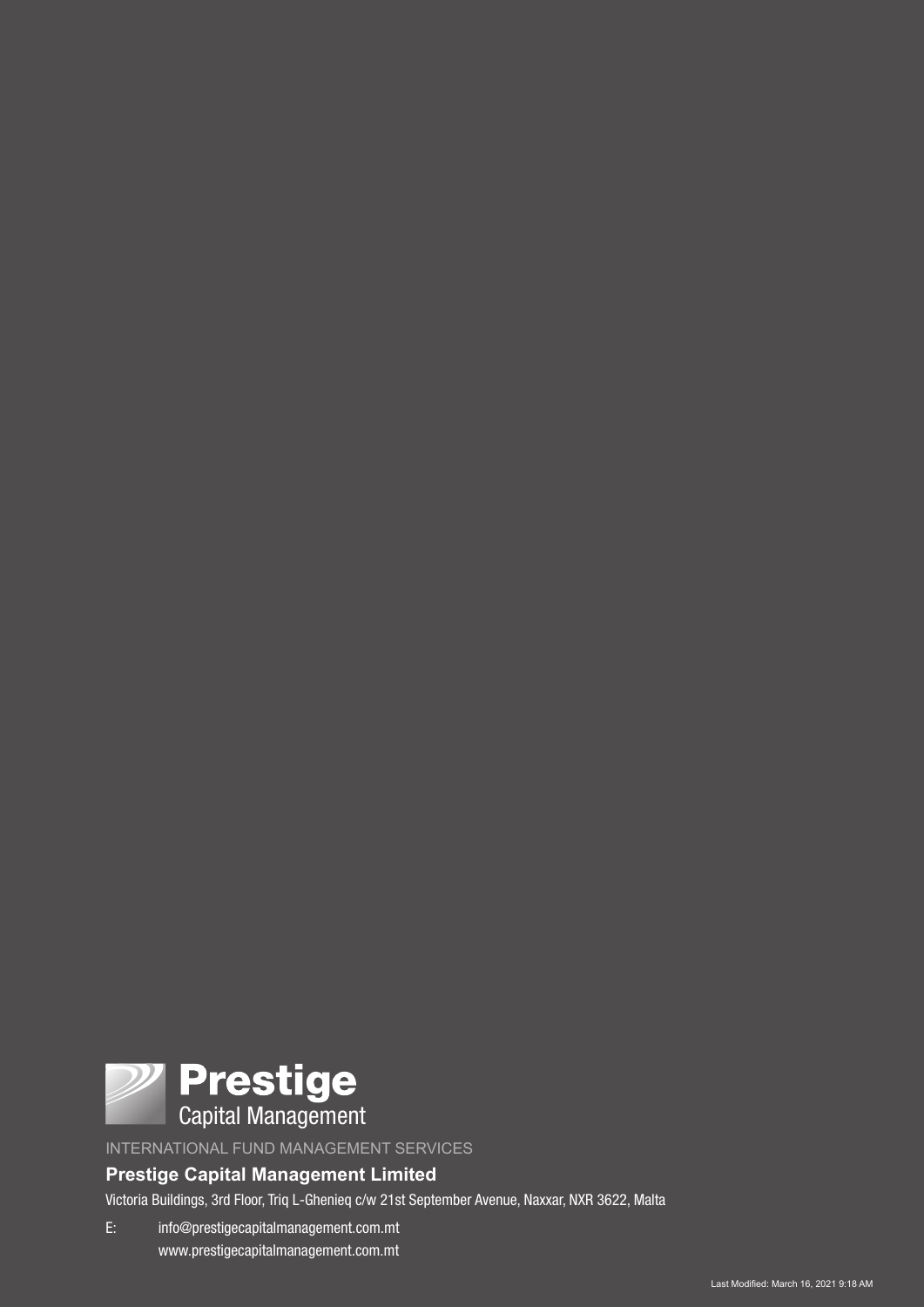**Prestige**
Capital Management

INTERNATIONAL FUND MANAGEMENT SERVICES

**Prestige Capital Management Limited**

Victoria Buildings, 3rd Floor, Triq L-Ghenieq c/w 21st September Avenue, Naxxar, NXR 3622, Malta

E: info@prestigecapitalmanagement.com.mt
www.prestigecapitalmanagement.com.mt

Last Modified: March 16, 2021 9:18 AM